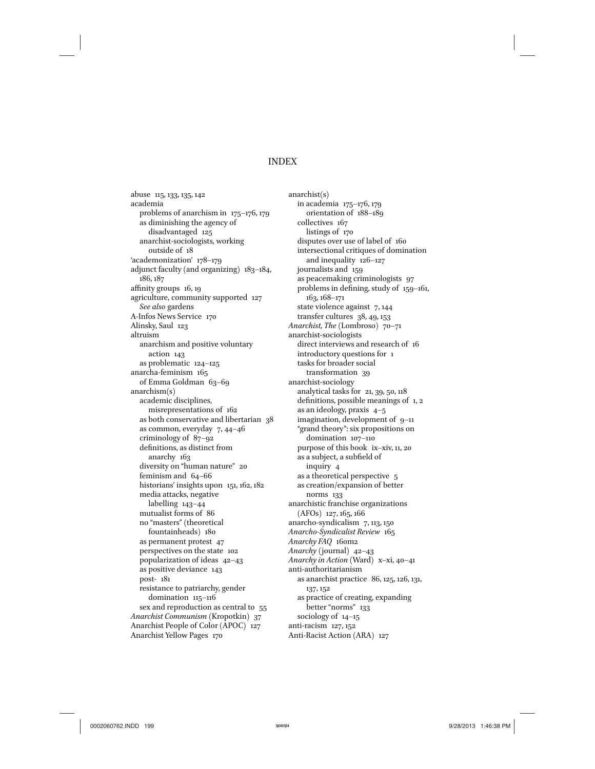# INDEX

abuse 115, 133, 135, 142
academia
  problems of anarchism in 175–176, 179
  as diminishing the agency of disadvantaged 125
  anarchist-sociologists, working outside of 18
'academonization' 178–179
adjunct faculty (and organizing) 183–184, 186, 187
affinity groups 16, 19
agriculture, community supported 127
  *See also* gardens
A-Infos News Service 170
Alinsky, Saul 123
altruism
  anarchism and positive voluntary action 143
  as problematic 124–125
anarcha-feminism 165
  of Emma Goldman 63–69
anarchism(s)
  academic disciplines, misrepresentations of 162
  as both conservative and libertarian 38
  as common, everyday 7, 44–46
  criminology of 87–92
  definitions, as distinct from anarchy 163
  diversity on "human nature" 20
  feminism and 64–66
  historians' insights upon 151, 162, 182
  media attacks, negative labelling 143–44
  mutualist forms of 86
  no "masters" (theoretical fountainheads) 180
  as permanent protest 47
  perspectives on the state 102
  popularization of ideas 42–43
  as positive deviance 143
  post- 181
  resistance to patriarchy, gender domination 115–116
  sex and reproduction as central to 55
*Anarchist Communism* (Kropotkin) 37
Anarchist People of Color (APOC) 127
Anarchist Yellow Pages 170
anarchist(s)
  in academia 175–176, 179
    orientation of 188–189
  collectives 167
    listings of 170
  disputes over use of label of 160
  intersectional critiques of domination and inequality 126–127
  journalists and 159
  as peacemaking criminologists 97
  problems in defining, study of 159–161, 163, 168–171
  state violence against 7, 144
  transfer cultures 38, 49, 153
*Anarchist, The* (Lombroso) 70–71
anarchist-sociologists
  direct interviews and research of 16
  introductory questions for 1
  tasks for broader social transformation 39
anarchist-sociology
  analytical tasks for 21, 39, 50, 118
  definitions, possible meanings of 1, 2
  as an ideology, praxis 4–5
  imagination, development of 9–11
  "grand theory": six propositions on domination 107–110
  purpose of this book ix–xiv, 11, 20
  as a subject, a subfield of inquiry 4
  as a theoretical perspective 5
  as creation/expansion of better norms 133
anarchistic franchise organizations (AFOs) 127, 165, 166
anarcho-syndicalism 7, 113, 150
*Anarcho-Syndicalist Review* 165
*Anarchy FAQ* 160n2
*Anarchy* (journal) 42–43
*Anarchy in Action* (Ward) x–xi, 40–41
anti-authoritarianism
  as anarchist practice 86, 125, 126, 131, 137, 152
  as practice of creating, expanding better "norms" 133
  sociology of 14–15
anti-racism 127, 152
Anti-Racist Action (ARA) 127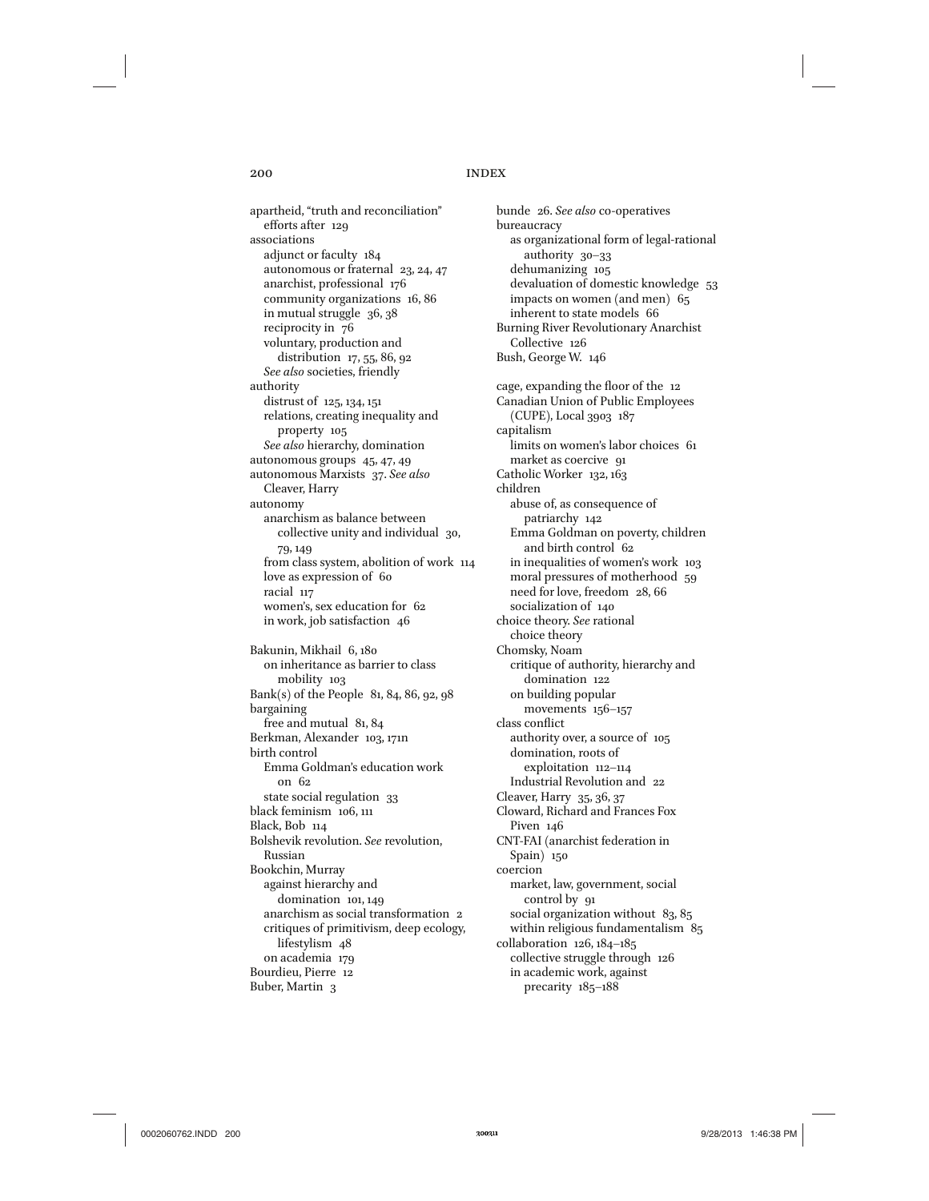apartheid, "truth and reconciliation" efforts after 129
associations
  adjunct or faculty 184
  autonomous or fraternal 23, 24, 47
  anarchist, professional 176
  community organizations 16, 86
  in mutual struggle 36, 38
  reciprocity in 76
  voluntary, production and distribution 17, 55, 86, 92
  *See also* societies, friendly
authority
  distrust of 125, 134, 151
  relations, creating inequality and property 105
  *See also* hierarchy, domination
autonomous groups 45, 47, 49
autonomous Marxists 37. *See also* Cleaver, Harry
autonomy
  anarchism as balance between collective unity and individual 30, 79, 149
  from class system, abolition of work 114
  love as expression of 60
  racial 117
  women's, sex education for 62
  in work, job satisfaction 46

Bakunin, Mikhail 6, 180
  on inheritance as barrier to class mobility 103
Bank(s) of the People 81, 84, 86, 92, 98
bargaining
  free and mutual 81, 84
Berkman, Alexander 103, 171n
birth control
  Emma Goldman's education work on 62
  state social regulation 33
black feminism 106, 111
Black, Bob 114
Bolshevik revolution. *See* revolution, Russian
Bookchin, Murray
  against hierarchy and domination 101, 149
  anarchism as social transformation 2
  critiques of primitivism, deep ecology, lifestylism 48
  on academia 179
Bourdieu, Pierre 12
Buber, Martin 3
bunde 26. *See also* co-operatives
bureaucracy
  as organizational form of legal-rational authority 30–33
  dehumanizing 105
  devaluation of domestic knowledge 53
  impacts on women (and men) 65
  inherent to state models 66
Burning River Revolutionary Anarchist Collective 126
Bush, George W. 146

cage, expanding the floor of the 12
Canadian Union of Public Employees (CUPE), Local 3903 187
capitalism
  limits on women's labor choices 61
  market as coercive 91
Catholic Worker 132, 163
children
  abuse of, as consequence of patriarchy 142
  Emma Goldman on poverty, children and birth control 62
  in inequalities of women's work 103
  moral pressures of motherhood 59
  need for love, freedom 28, 66
  socialization of 140
choice theory. *See* rational choice theory
Chomsky, Noam
  critique of authority, hierarchy and domination 122
  on building popular movements 156–157
class conflict
  authority over, a source of 105
  domination, roots of exploitation 112–114
  Industrial Revolution and 22
Cleaver, Harry 35, 36, 37
Cloward, Richard and Frances Fox Piven 146
CNT-FAI (anarchist federation in Spain) 150
coercion
  market, law, government, social control by 91
  social organization without 83, 85
  within religious fundamentalism 85
collaboration 126, 184–185
  collective struggle through 126
  in academic work, against precarity 185–188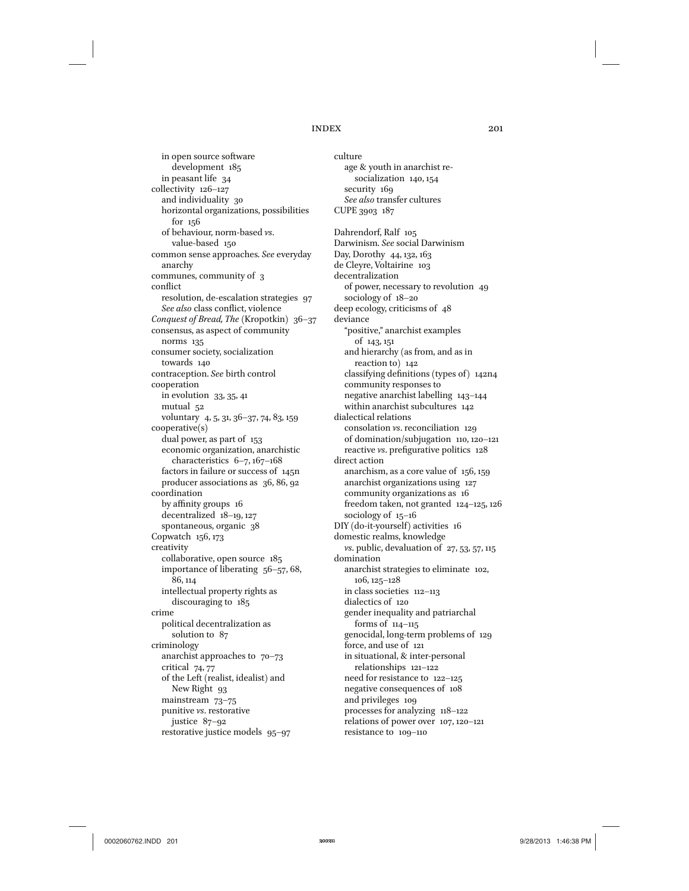in open source software development 185
in peasant life 34

collectivity 126–127
- and individuality 30
- horizontal organizations, possibilities for 156
- of behaviour, norm-based *vs*. value-based 150

common sense approaches. *See* everyday anarchy

communes, community of 3

conflict
- resolution, de-escalation strategies 97
- *See also* class conflict, violence

*Conquest of Bread, The* (Kropotkin) 36–37

consensus, as aspect of community norms 135

consumer society, socialization towards 140

contraception. *See* birth control

cooperation
- in evolution 33, 35, 41
- mutual 52
- voluntary 4, 5, 31, 36–37, 74, 83, 159

cooperative(s)
- dual power, as part of 153
- economic organization, anarchistic characteristics 6–7, 167–168
- factors in failure or success of 145n
- producer associations as 36, 86, 92

coordination
- by affinity groups 16
- decentralized 18–19, 127
- spontaneous, organic 38

Copwatch 156, 173

creativity
- collaborative, open source 185
- importance of liberating 56–57, 68, 86, 114
- intellectual property rights as discouraging to 185

crime
- political decentralization as solution to 87

criminology
- anarchist approaches to 70–73
- critical 74, 77
- of the Left (realist, idealist) and New Right 93
- mainstream 73–75
- punitive *vs*. restorative justice 87–92
- restorative justice models 95–97

culture
- age & youth in anarchist re-socialization 140, 154
- security 169
- *See also* transfer cultures

CUPE 3903 187

Dahrendorf, Ralf 105

Darwinism. *See* social Darwinism

Day, Dorothy 44, 132, 163

de Cleyre, Voltairine 103

decentralization
- of power, necessary to revolution 49
- sociology of 18–20

deep ecology, criticisms of 48

deviance
- "positive," anarchist examples of 143, 151
- and hierarchy (as from, and as in reaction to) 142
- classifying definitions (types of) 142n4
- community responses to
- negative anarchist labelling 143–144
- within anarchist subcultures 142

dialectical relations
- consolation *vs*. reconciliation 129
- of domination/subjugation 110, 120–121
- reactive *vs*. prefigurative politics 128

direct action
- anarchism, as a core value of 156, 159
- anarchist organizations using 127
- community organizations as 16
- freedom taken, not granted 124–125, 126
- sociology of 15–16

DIY (do-it-yourself) activities 16

domestic realms, knowledge
- *vs*. public, devaluation of 27, 53, 57, 115

domination
- anarchist strategies to eliminate 102, 106, 125–128
- in class societies 112–113
- dialectics of 120
- gender inequality and patriarchal forms of 114–115
- genocidal, long-term problems of 129
- force, and use of 121
- in situational, & inter-personal relationships 121–122
- need for resistance to 122–125
- negative consequences of 108
- and privileges 109
- processes for analyzing 118–122
- relations of power over 107, 120–121
- resistance to 109–110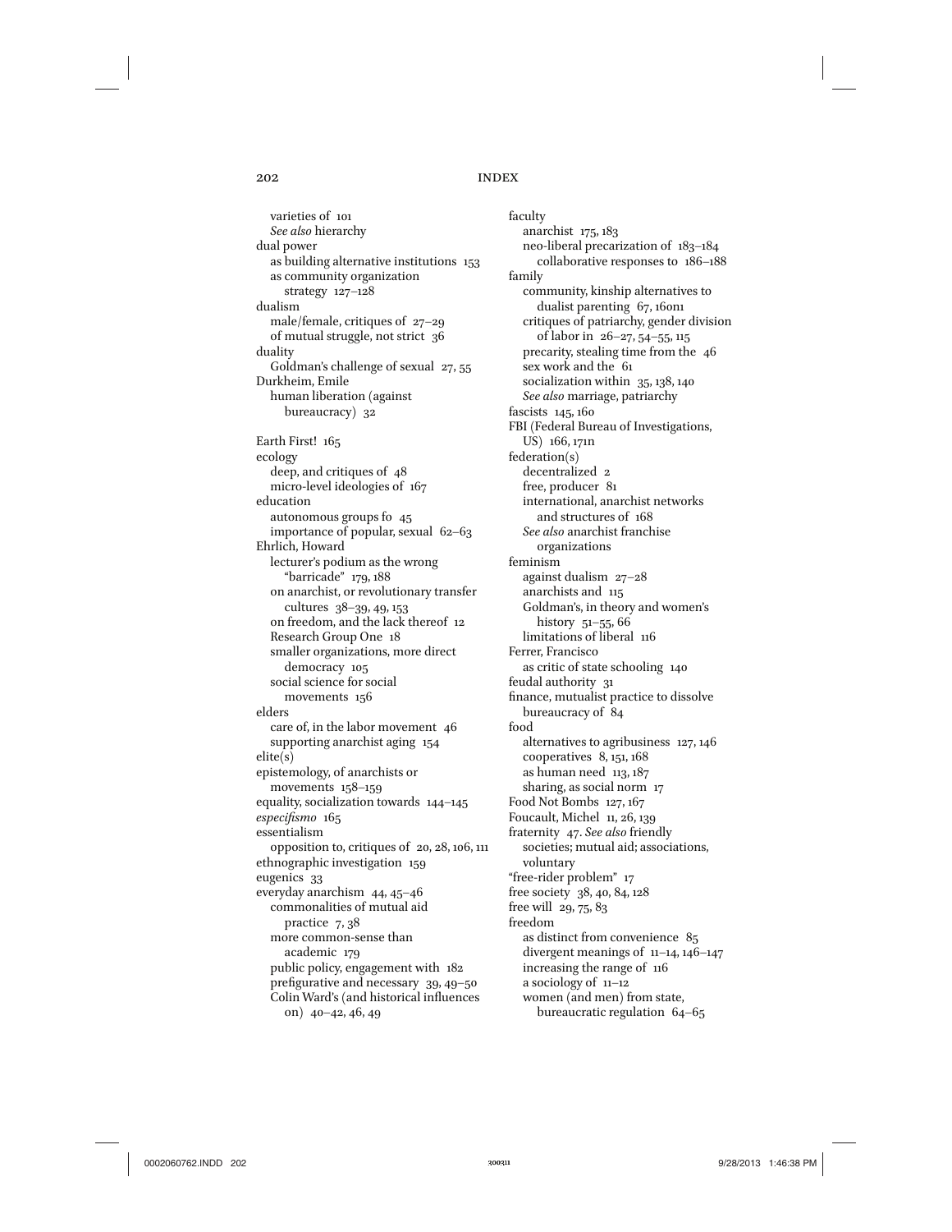varieties of 101
*See also* hierarchy
dual power
as building alternative institutions 153
as community organization strategy 127–128
dualism
male/female, critiques of 27–29
of mutual struggle, not strict 36
duality
Goldman's challenge of sexual 27, 55
Durkheim, Emile
human liberation (against bureaucracy) 32

Earth First! 165
ecology
deep, and critiques of 48
micro-level ideologies of 167
education
autonomous groups fo 45
importance of popular, sexual 62–63
Ehrlich, Howard
lecturer's podium as the wrong "barricade" 179, 188
on anarchist, or revolutionary transfer cultures 38–39, 49, 153
on freedom, and the lack thereof 12
Research Group One 18
smaller organizations, more direct democracy 105
social science for social movements 156
elders
care of, in the labor movement 46
supporting anarchist aging 154
elite(s)
epistemology, of anarchists or movements 158–159
equality, socialization towards 144–145
*especifismo* 165
essentialism
opposition to, critiques of 20, 28, 106, 111
ethnographic investigation 159
eugenics 33
everyday anarchism 44, 45–46
commonalities of mutual aid practice 7, 38
more common-sense than academic 179
public policy, engagement with 182
prefigurative and necessary 39, 49–50
Colin Ward's (and historical influences on) 40–42, 46, 49

faculty
anarchist 175, 183
neo-liberal precarization of 183–184
collaborative responses to 186–188
family
community, kinship alternatives to dualist parenting 67, 160n1
critiques of patriarchy, gender division of labor in 26–27, 54–55, 115
precarity, stealing time from the 46
sex work and the 61
socialization within 35, 138, 140
*See also* marriage, patriarchy
fascists 145, 160
FBI (Federal Bureau of Investigations, US) 166, 171n
federation(s)
decentralized 2
free, producer 81
international, anarchist networks and structures of 168
*See also* anarchist franchise organizations
feminism
against dualism 27–28
anarchists and 115
Goldman's, in theory and women's history 51–55, 66
limitations of liberal 116
Ferrer, Francisco
as critic of state schooling 140
feudal authority 31
finance, mutualist practice to dissolve bureaucracy of 84
food
alternatives to agribusiness 127, 146
cooperatives 8, 151, 168
as human need 113, 187
sharing, as social norm 17
Food Not Bombs 127, 167
Foucault, Michel 11, 26, 139
fraternity 47. *See also* friendly societies; mutual aid; associations, voluntary
"free-rider problem" 17
free society 38, 40, 84, 128
free will 29, 75, 83
freedom
as distinct from convenience 85
divergent meanings of 11–14, 146–147
increasing the range of 116
a sociology of 11–12
women (and men) from state, bureaucratic regulation 64–65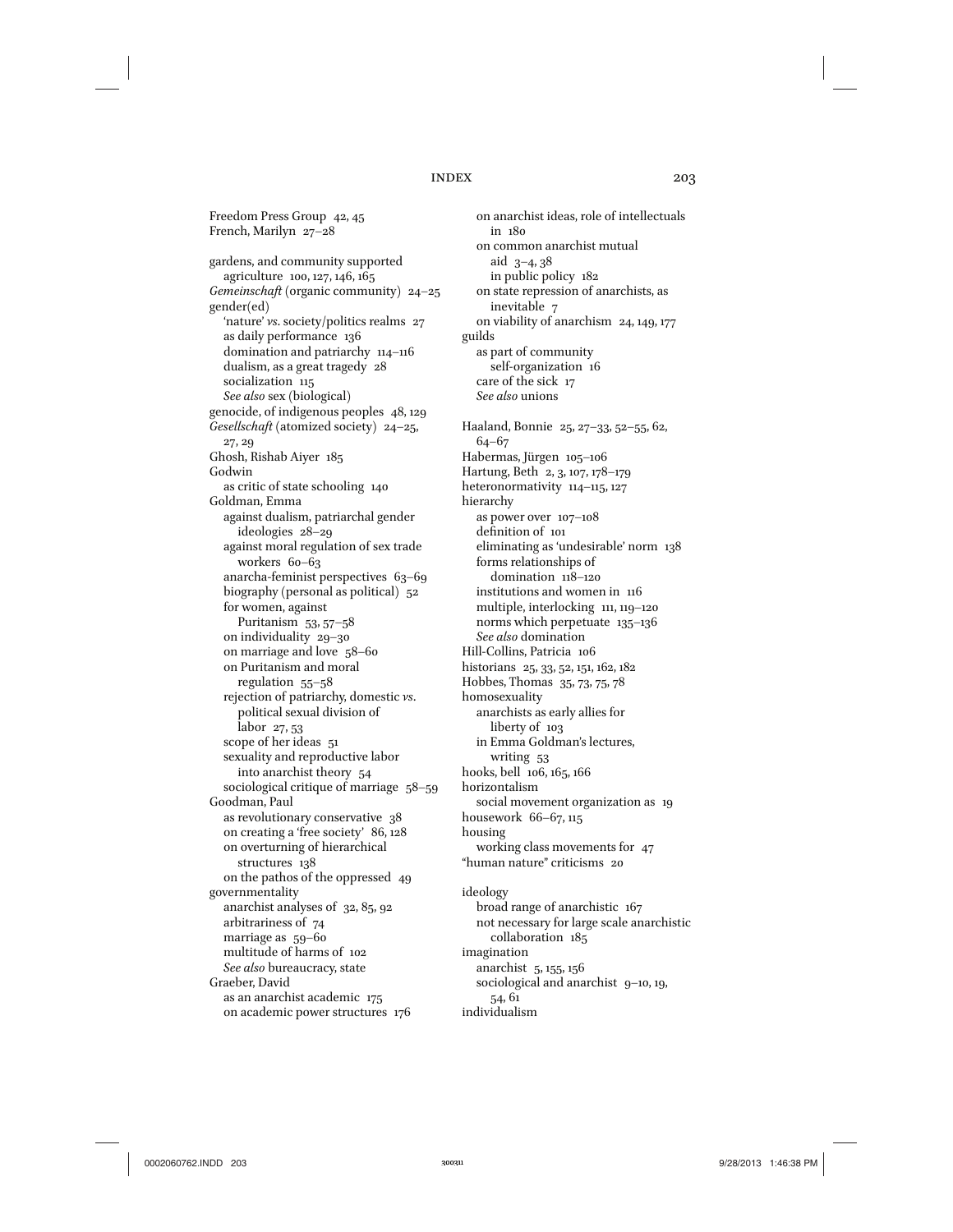Freedom Press Group 42, 45
French, Marilyn 27–28

gardens, and community supported agriculture 100, 127, 146, 165
*Gemeinschaft* (organic community) 24–25
gender(ed)
- 'nature' *vs.* society/politics realms 27
- as daily performance 136
- domination and patriarchy 114–116
- dualism, as a great tragedy 28
- socialization 115
- *See also* sex (biological)

genocide, of indigenous peoples 48, 129
*Gesellschaft* (atomized society) 24–25, 27, 29
Ghosh, Rishab Aiyer 185
Godwin
- as critic of state schooling 140

Goldman, Emma
- against dualism, patriarchal gender ideologies 28–29
- against moral regulation of sex trade workers 60–63
- anarcha-feminist perspectives 63–69
- biography (personal as political) 52
- for women, against Puritanism 53, 57–58
- on individuality 29–30
- on marriage and love 58–60
- on Puritanism and moral regulation 55–58
- rejection of patriarchy, domestic *vs.* political sexual division of labor 27, 53
- scope of her ideas 51
- sexuality and reproductive labor into anarchist theory 54
- sociological critique of marriage 58–59

Goodman, Paul
- as revolutionary conservative 38
- on creating a 'free society' 86, 128
- on overturning of hierarchical structures 138
- on the pathos of the oppressed 49

governmentality
- anarchist analyses of 32, 85, 92
- arbitrariness of 74
- marriage as 59–60
- multitude of harms of 102
- *See also* bureaucracy, state

Graeber, David
- as an anarchist academic 175
- on academic power structures 176
- on anarchist ideas, role of intellectuals in 180
- on common anarchist mutual aid 3–4, 38
- in public policy 182
- on state repression of anarchists, as inevitable 7
- on viability of anarchism 24, 149, 177

guilds
- as part of community self-organization 16
- care of the sick 17
- *See also* unions

Haaland, Bonnie 25, 27–33, 52–55, 62, 64–67
Habermas, Jürgen 105–106
Hartung, Beth 2, 3, 107, 178–179
heteronormativity 114–115, 127
hierarchy
- as power over 107–108
- definition of 101
- eliminating as 'undesirable' norm 138
- forms relationships of domination 118–120
- institutions and women in 116
- multiple, interlocking 111, 119–120
- norms which perpetuate 135–136
- *See also* domination

Hill-Collins, Patricia 106
historians 25, 33, 52, 151, 162, 182
Hobbes, Thomas 35, 73, 75, 78
homosexuality
- anarchists as early allies for liberty of 103
- in Emma Goldman's lectures, writing 53

hooks, bell 106, 165, 166
horizontalism
- social movement organization as 19

housework 66–67, 115
housing
- working class movements for 47

"human nature" criticisms 20

ideology
- broad range of anarchistic 167
- not necessary for large scale anarchistic collaboration 185

imagination
- anarchist 5, 155, 156
- sociological and anarchist 9–10, 19, 54, 61

individualism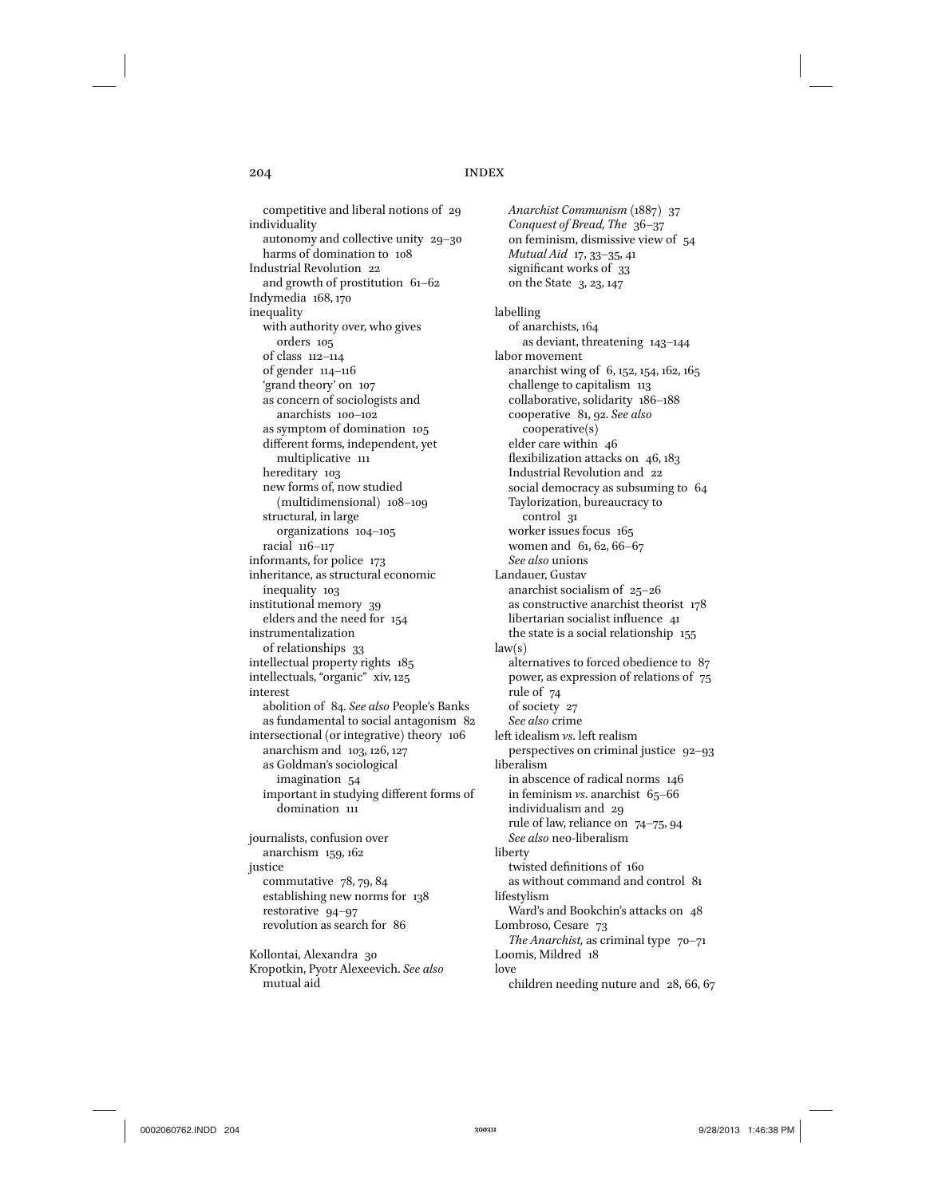competitive and liberal notions of 29
individuality
autonomy and collective unity 29–30
harms of domination to 108
Industrial Revolution 22
and growth of prostitution 61–62
Indymedia 168, 170
inequality
with authority over, who gives orders 105
of class 112–114
of gender 114–116
'grand theory' on 107
as concern of sociologists and anarchists 100–102
as symptom of domination 105
different forms, independent, yet multiplicative 111
hereditary 103
new forms of, now studied (multidimensional) 108–109
structural, in large organizations 104–105
racial 116–117
informants, for police 173
inheritance, as structural economic inequality 103
institutional memory 39
elders and the need for 154
instrumentalization
of relationships 33
intellectual property rights 185
intellectuals, "organic" xiv, 125
interest
abolition of 84. *See also* People's Banks
as fundamental to social antagonism 82
intersectional (or integrative) theory 106
anarchism and 103, 126, 127
as Goldman's sociological imagination 54
important in studying different forms of domination 111

journalists, confusion over anarchism 159, 162
justice
commutative 78, 79, 84
establishing new norms for 138
restorative 94–97
revolution as search for 86

Kollontai, Alexandra 30
Kropotkin, Pyotr Alexeevich. *See also* mutual aid
*Anarchist Communism* (1887) 37
*Conquest of Bread, The* 36–37
on feminism, dismissive view of 54
*Mutual Aid* 17, 33–35, 41
significant works of 33
on the State 3, 23, 147

labelling
of anarchists, 164
as deviant, threatening 143–144
labor movement
anarchist wing of 6, 152, 154, 162, 165
challenge to capitalism 113
collaborative, solidarity 186–188
cooperative 81, 92. *See also* cooperative(s)
elder care within 46
flexibilization attacks on 46, 183
Industrial Revolution and 22
social democracy as subsuming to 64
Taylorization, bureaucracy to control 31
worker issues focus 165
women and 61, 62, 66–67
*See also* unions
Landauer, Gustav
anarchist socialism of 25–26
as constructive anarchist theorist 178
libertarian socialist influence 41
the state is a social relationship 155
law(s)
alternatives to forced obedience to 87
power, as expression of relations of 75
rule of 74
of society 27
*See also* crime
left idealism *vs.* left realism
perspectives on criminal justice 92–93
liberalism
in abscence of radical norms 146
in feminism *vs.* anarchist 65–66
individualism and 29
rule of law, reliance on 74–75, 94
*See also* neo-liberalism
liberty
twisted definitions of 160
as without command and control 81
lifestylism
Ward's and Bookchin's attacks on 48
Lombroso, Cesare 73
*The Anarchist,* as criminal type 70–71
Loomis, Mildred 18
love
children needing nuture and 28, 66, 67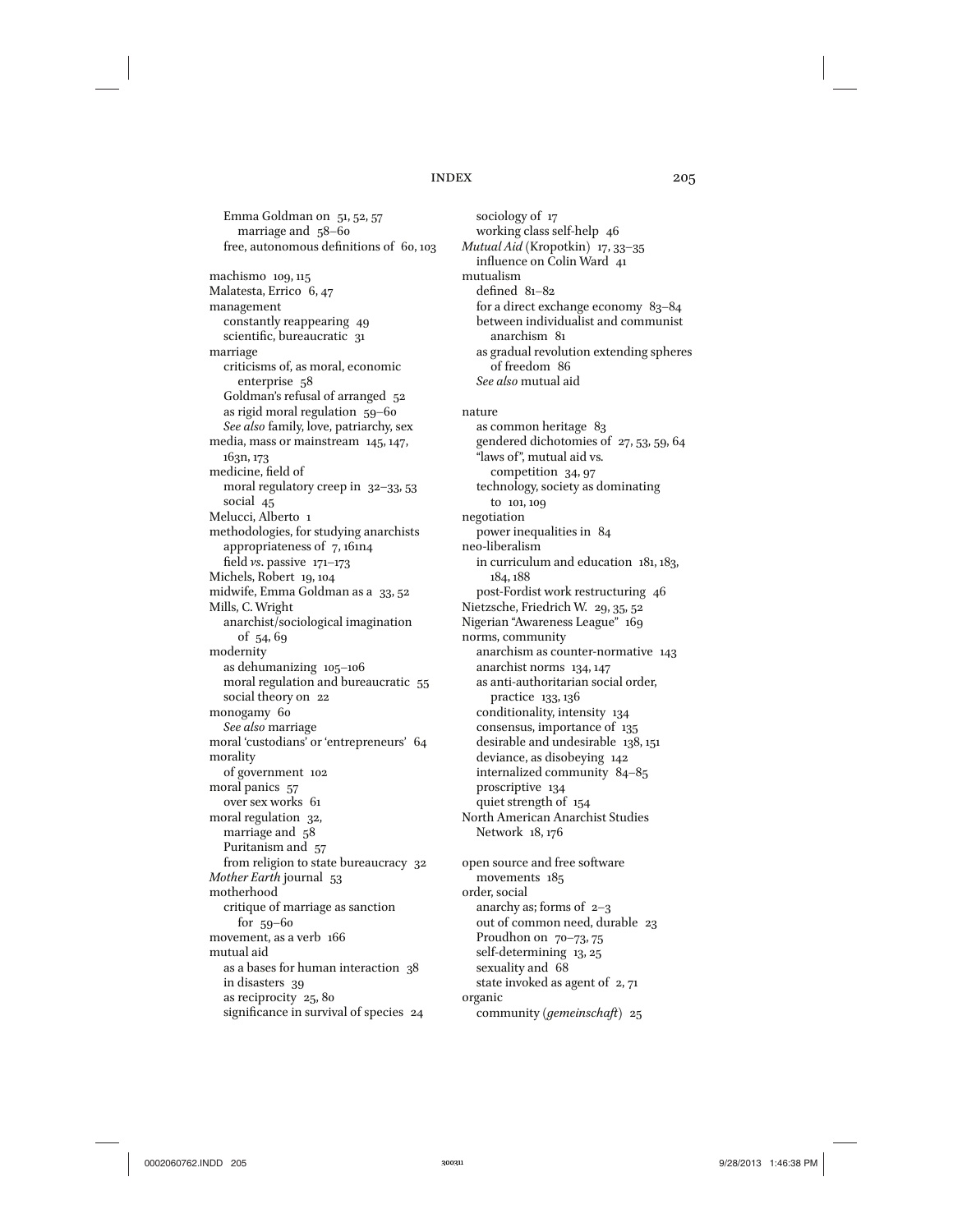Emma Goldman on 51, 52, 57
 marriage and 58–60
free, autonomous definitions of 60, 103

machismo 109, 115
Malatesta, Errico 6, 47
management
 constantly reappearing 49
 scientific, bureaucratic 31
marriage
 criticisms of, as moral, economic enterprise 58
 Goldman's refusal of arranged 52
 as rigid moral regulation 59–60
 *See also* family, love, patriarchy, sex
media, mass or mainstream 145, 147, 163n, 173
medicine, field of
 moral regulatory creep in 32–33, 53
 social 45
Melucci, Alberto 1
methodologies, for studying anarchists
 appropriateness of 7, 161n4
 field *vs*. passive 171–173
Michels, Robert 19, 104
midwife, Emma Goldman as a 33, 52
Mills, C. Wright
 anarchist/sociological imagination of 54, 69
modernity
 as dehumanizing 105–106
 moral regulation and bureaucratic 55
 social theory on 22
monogamy 60
 *See also* marriage
moral 'custodians' or 'entrepreneurs' 64
morality
 of government 102
moral panics 57
 over sex works 61
moral regulation 32,
 marriage and 58
 Puritanism and 57
 from religion to state bureaucracy 32
*Mother Earth* journal 53
motherhood
 critique of marriage as sanction for 59–60
movement, as a verb 166
mutual aid
 as a bases for human interaction 38
 in disasters 39
 as reciprocity 25, 80
 significance in survival of species 24
 sociology of 17
 working class self-help 46
*Mutual Aid* (Kropotkin) 17, 33–35
 influence on Colin Ward 41
mutualism
 defined 81–82
 for a direct exchange economy 83–84
 between individualist and communist anarchism 81
 as gradual revolution extending spheres of freedom 86
 *See also* mutual aid

nature
 as common heritage 83
 gendered dichotomies of 27, 53, 59, 64
 "laws of", mutual aid vs. competition 34, 97
 technology, society as dominating to 101, 109
negotiation
 power inequalities in 84
neo-liberalism
 in curriculum and education 181, 183, 184, 188
 post-Fordist work restructuring 46
Nietzsche, Friedrich W. 29, 35, 52
Nigerian "Awareness League" 169
norms, community
 anarchism as counter-normative 143
 anarchist norms 134, 147
 as anti-authoritarian social order, practice 133, 136
 conditionality, intensity 134
 consensus, importance of 135
 desirable and undesirable 138, 151
 deviance, as disobeying 142
 internalized community 84–85
 proscriptive 134
 quiet strength of 154
North American Anarchist Studies Network 18, 176

open source and free software movements 185
order, social
 anarchy as; forms of 2–3
 out of common need, durable 23
 Proudhon on 70–73, 75
 self-determining 13, 25
 sexuality and 68
 state invoked as agent of 2, 71
organic
 community (*gemeinschaft*) 25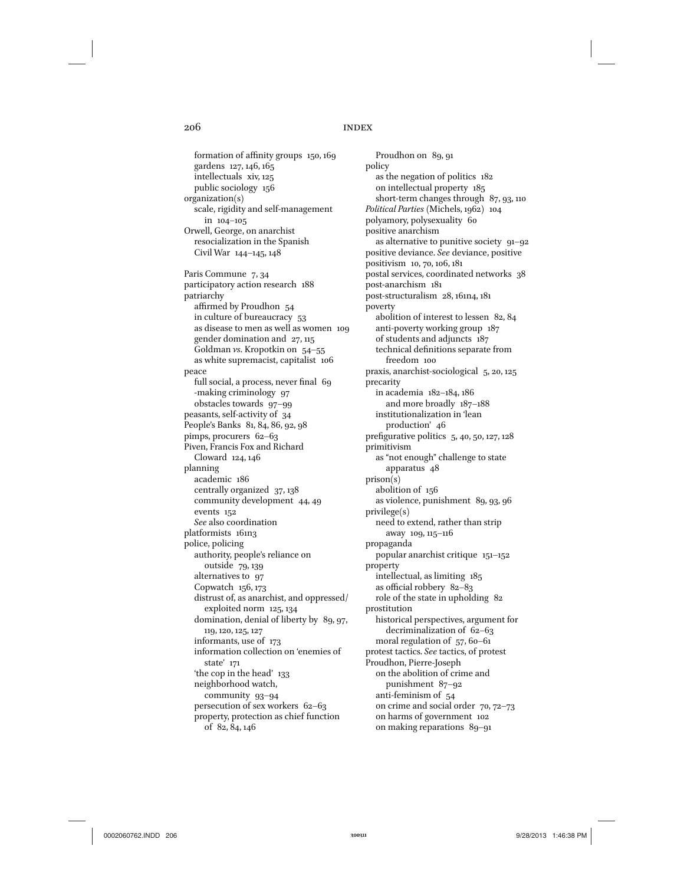formation of affinity groups 150, 169
gardens 127, 146, 165
intellectuals xiv, 125
public sociology 156

organization(s)
scale, rigidity and self-management in 104–105

Orwell, George, on anarchist resocialization in the Spanish Civil War 144–145, 148

Paris Commune 7, 34

participatory action research 188

patriarchy
affirmed by Proudhon 54
in culture of bureaucracy 53
as disease to men as well as women 109
gender domination and 27, 115
Goldman *vs*. Kropotkin on 54–55
as white supremacist, capitalist 106

peace
full social, a process, never final 69
-making criminology 97
obstacles towards 97–99

peasants, self-activity of 34

People's Banks 81, 84, 86, 92, 98

pimps, procurers 62–63

Piven, Francis Fox and Richard Cloward 124, 146

planning
academic 186
centrally organized 37, 138
community development 44, 49
events 152
*See* also coordination

platformists 161n3

police, policing
authority, people's reliance on outside 79, 139
alternatives to 97
Copwatch 156, 173
distrust of, as anarchist, and oppressed/exploited norm 125, 134
domination, denial of liberty by 89, 97, 119, 120, 125, 127
informants, use of 173
information collection on 'enemies of state' 171
'the cop in the head' 133
neighborhood watch, community 93–94
persecution of sex workers 62–63
property, protection as chief function of 82, 84, 146

Proudhon on 89, 91

policy
as the negation of politics 182
on intellectual property 185
short-term changes through 87, 93, 110

*Political Parties* (Michels, 1962) 104

polyamory, polysexuality 60

positive anarchism
as alternative to punitive society 91–92

positive deviance. *See* deviance, positive

positivism 10, 70, 106, 181

postal services, coordinated networks 38

post-anarchism 181

post-structuralism 28, 161n4, 181

poverty
abolition of interest to lessen 82, 84
anti-poverty working group 187
of students and adjuncts 187
technical definitions separate from freedom 100

praxis, anarchist-sociological 5, 20, 125

precarity
in academia 182–184, 186
and more broadly 187–188
institutionalization in 'lean production' 46

prefigurative politics 5, 40, 50, 127, 128

primitivism
as "not enough" challenge to state apparatus 48

prison(s)
abolition of 156
as violence, punishment 89, 93, 96

privilege(s)
need to extend, rather than strip away 109, 115–116

propaganda
popular anarchist critique 151–152

property
intellectual, as limiting 185
as official robbery 82–83
role of the state in upholding 82

prostitution
historical perspectives, argument for decriminalization of 62–63
moral regulation of 57, 60–61

protest tactics. *See* tactics, of protest

Proudhon, Pierre-Joseph
on the abolition of crime and punishment 87–92
anti-feminism of 54
on crime and social order 70, 72–73
on harms of government 102
on making reparations 89–91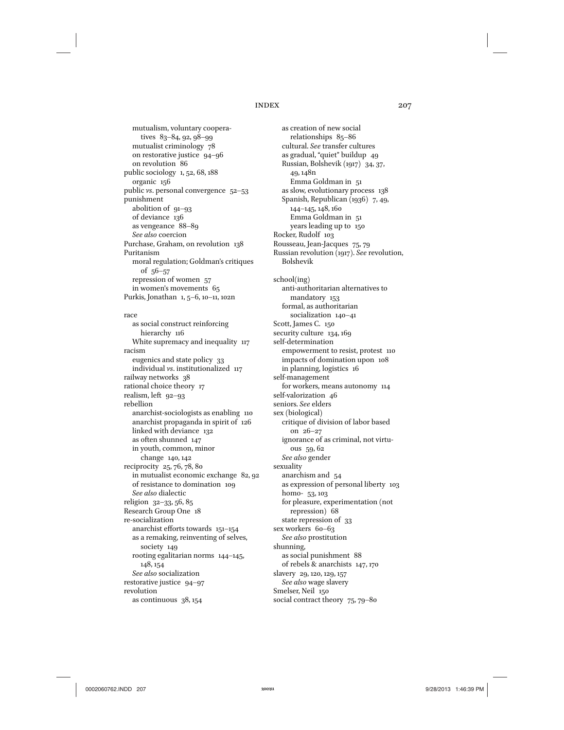mutualism, voluntary cooperatives 83–84, 92, 98–99
mutualist criminology 78
on restorative justice 94–96
on revolution 86
public sociology 1, 52, 68, 188
organic 156
public *vs*. personal convergence 52–53
punishment
abolition of 91–93
of deviance 136
as vengeance 88–89
*See also* coercion
Purchase, Graham, on revolution 138
Puritanism
moral regulation; Goldman's critiques of 56–57
repression of women 57
in women's movements 65
Purkis, Jonathan 1, 5–6, 10–11, 102n

race
as social construct reinforcing hierarchy 116
White supremacy and inequality 117
racism
eugenics and state policy 33
individual *vs*. institutionalized 117
railway networks 38
rational choice theory 17
realism, left 92–93
rebellion
anarchist-sociologists as enabling 110
anarchist propaganda in spirit of 126
linked with deviance 132
as often shunned 147
in youth, common, minor change 140, 142
reciprocity 25, 76, 78, 80
in mutualist economic exchange 82, 92
of resistance to domination 109
*See also* dialectic
religion 32–33, 56, 85
Research Group One 18
re-socialization
anarchist efforts towards 151–154
as a remaking, reinventing of selves, society 149
rooting egalitarian norms 144–145, 148, 154
*See also* socialization
restorative justice 94–97
revolution
as continuous 38, 154
as creation of new social relationships 85–86
cultural. *See* transfer cultures
as gradual, "quiet" buildup 49
Russian, Bolshevik (1917) 34, 37, 49, 148n
Emma Goldman in 51
as slow, evolutionary process 138
Spanish, Republican (1936) 7, 49, 144–145, 148, 160
Emma Goldman in 51
years leading up to 150
Rocker, Rudolf 103
Rousseau, Jean-Jacques 75, 79
Russian revolution (1917). *See* revolution, Bolshevik

school(ing)
anti-authoritarian alternatives to mandatory 153
formal, as authoritarian socialization 140–41
Scott, James C. 150
security culture 134, 169
self-determination
empowerment to resist, protest 110
impacts of domination upon 108
in planning, logistics 16
self-management
for workers, means autonomy 114
self-valorization 46
seniors. *See* elders
sex (biological)
critique of division of labor based on 26–27
ignorance of as criminal, not virtuous 59, 62
*See also* gender
sexuality
anarchism and 54
as expression of personal liberty 103
homo- 53, 103
for pleasure, experimentation (not repression) 68
state repression of 33
sex workers 60–63
*See also* prostitution
shunning,
as social punishment 88
of rebels & anarchists 147, 170
slavery 29, 120, 129, 157
*See also* wage slavery
Smelser, Neil 150
social contract theory 75, 79–80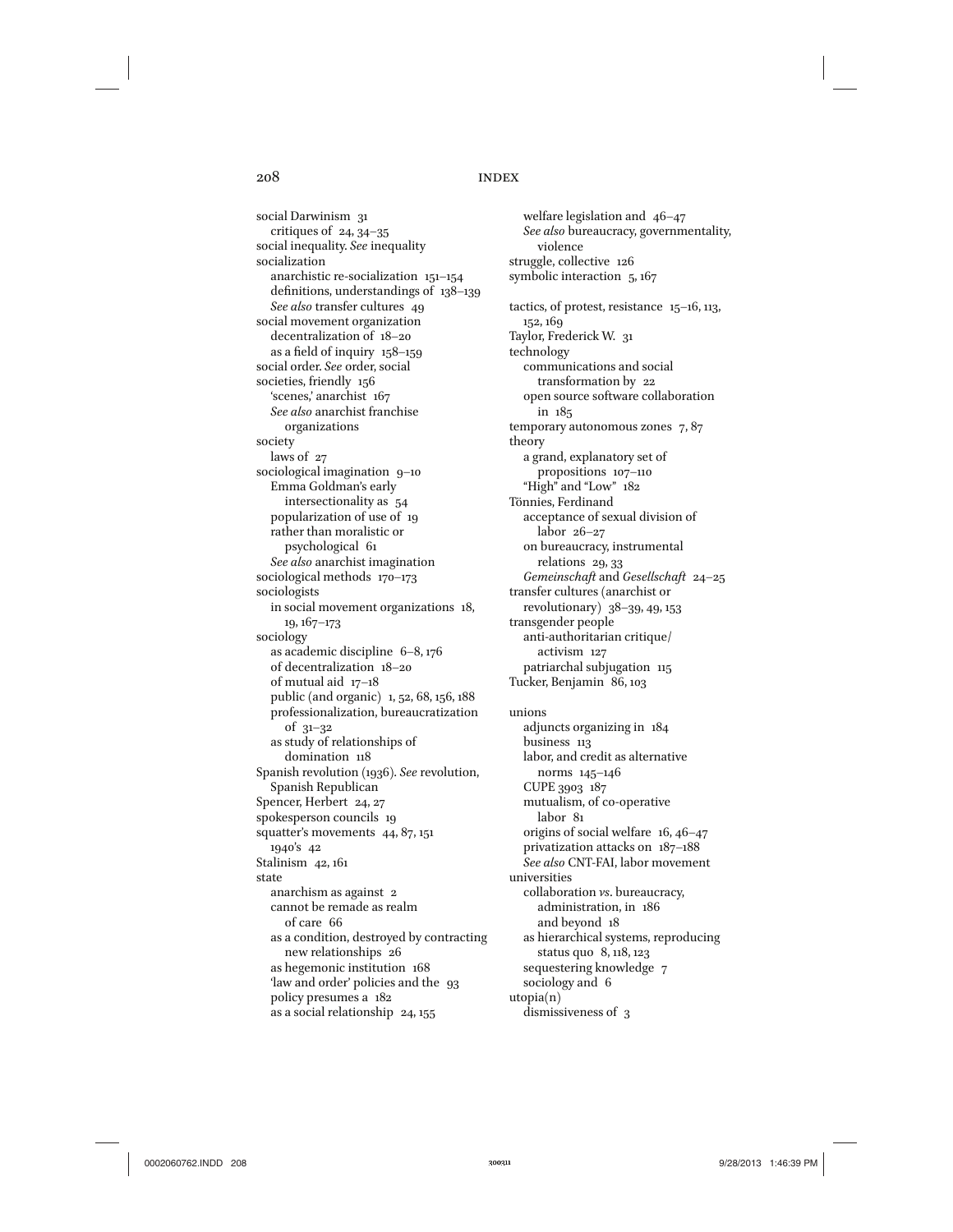social Darwinism 31
  critiques of 24, 34–35
social inequality. *See* inequality
socialization
  anarchistic re-socialization 151–154
  definitions, understandings of 138–139
  *See also* transfer cultures 49
social movement organization
  decentralization of 18–20
  as a field of inquiry 158–159
social order. *See* order, social
societies, friendly 156
  'scenes,' anarchist 167
  *See also* anarchist franchise organizations
society
  laws of 27
sociological imagination 9–10
  Emma Goldman's early intersectionality as 54
  popularization of use of 19
  rather than moralistic or psychological 61
  *See also* anarchist imagination
sociological methods 170–173
sociologists
  in social movement organizations 18, 19, 167–173
sociology
  as academic discipline 6–8, 176
  of decentralization 18–20
  of mutual aid 17–18
  public (and organic) 1, 52, 68, 156, 188
  professionalization, bureaucratization of 31–32
  as study of relationships of domination 118
Spanish revolution (1936). *See* revolution, Spanish Republican
Spencer, Herbert 24, 27
spokesperson councils 19
squatter's movements 44, 87, 151
  1940's 42
Stalinism 42, 161
state
  anarchism as against 2
  cannot be remade as realm of care 66
  as a condition, destroyed by contracting new relationships 26
  as hegemonic institution 168
  'law and order' policies and the 93
  policy presumes a 182
  as a social relationship 24, 155
  welfare legislation and 46–47
  *See also* bureaucracy, governmentality, violence
struggle, collective 126
symbolic interaction 5, 167

tactics, of protest, resistance 15–16, 113, 152, 169
Taylor, Frederick W. 31
technology
  communications and social transformation by 22
  open source software collaboration in 185
temporary autonomous zones 7, 87
theory
  a grand, explanatory set of propositions 107–110
  "High" and "Low" 182
Tönnies, Ferdinand
  acceptance of sexual division of labor 26–27
  on bureaucracy, instrumental relations 29, 33
  *Gemeinschaft* and *Gesellschaft* 24–25
transfer cultures (anarchist or revolutionary) 38–39, 49, 153
transgender people
  anti-authoritarian critique/activism 127
  patriarchal subjugation 115
Tucker, Benjamin 86, 103

unions
  adjuncts organizing in 184
  business 113
  labor, and credit as alternative norms 145–146
  CUPE 3903 187
  mutualism, of co-operative labor 81
  origins of social welfare 16, 46–47
  privatization attacks on 187–188
  *See also* CNT-FAI, labor movement
universities
  collaboration *vs*. bureaucracy, administration, in 186
  and beyond 18
  as hierarchical systems, reproducing status quo 8, 118, 123
  sequestering knowledge 7
  sociology and 6
utopia(n)
  dismissiveness of 3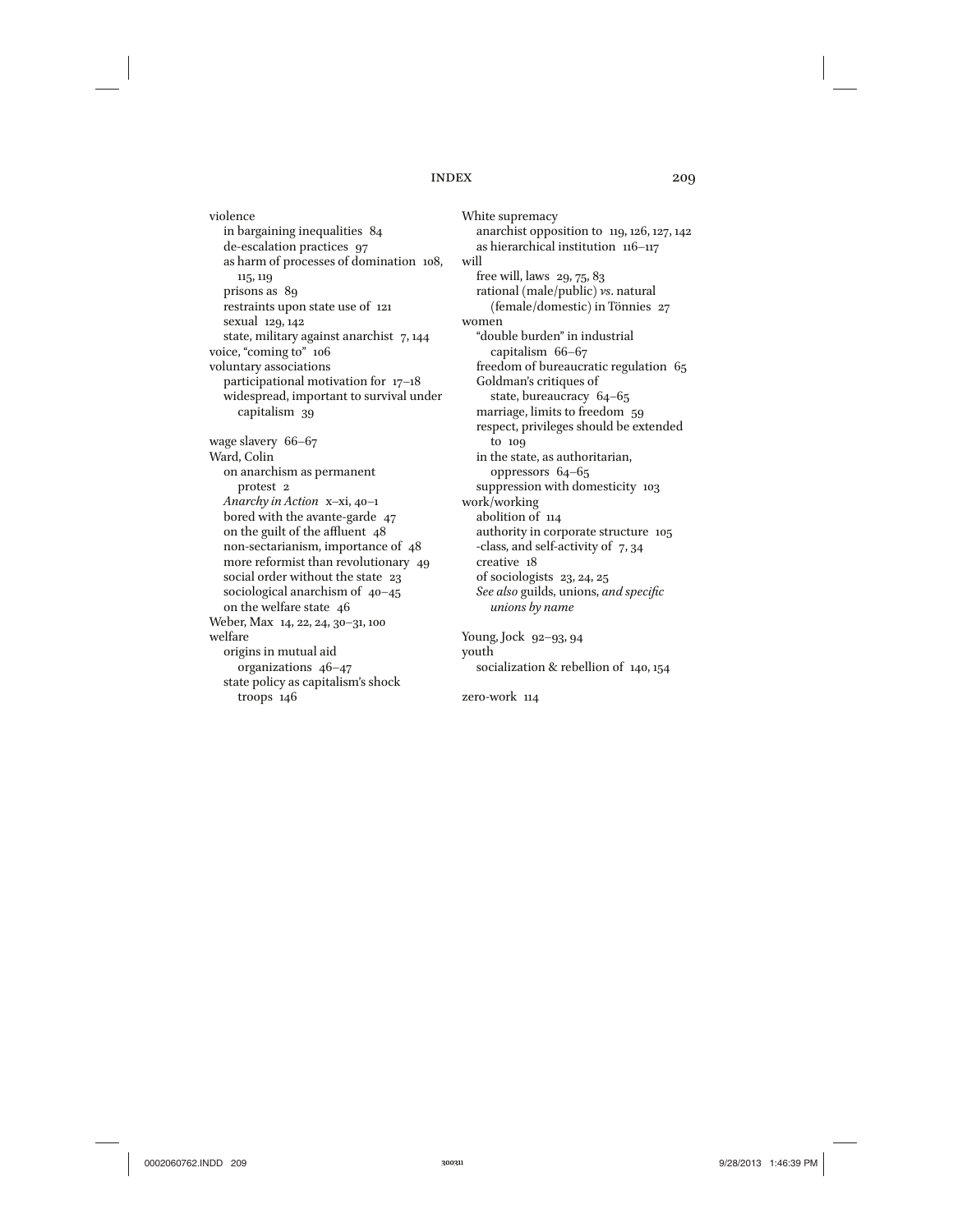violence
  in bargaining inequalities 84
  de-escalation practices 97
  as harm of processes of domination 108, 115, 119
  prisons as 89
  restraints upon state use of 121
  sexual 129, 142
  state, military against anarchist 7, 144
voice, "coming to" 106
voluntary associations
  participational motivation for 17–18
  widespread, important to survival under capitalism 39

wage slavery 66–67
Ward, Colin
  on anarchism as permanent protest 2
  *Anarchy in Action* x–xi, 40–1
  bored with the avante-garde 47
  on the guilt of the affluent 48
  non-sectarianism, importance of 48
  more reformist than revolutionary 49
  social order without the state 23
  sociological anarchism of 40–45
  on the welfare state 46
Weber, Max 14, 22, 24, 30–31, 100
welfare
  origins in mutual aid organizations 46–47
  state policy as capitalism's shock troops 146

White supremacy
  anarchist opposition to 119, 126, 127, 142
  as hierarchical institution 116–117
will
  free will, laws 29, 75, 83
  rational (male/public) *vs*. natural (female/domestic) in Tönnies 27
women
  "double burden" in industrial capitalism 66–67
  freedom of bureaucratic regulation 65
  Goldman's critiques of state, bureaucracy 64–65
  marriage, limits to freedom 59
  respect, privileges should be extended to 109
  in the state, as authoritarian, oppressors 64–65
  suppression with domesticity 103
work/working
  abolition of 114
  authority in corporate structure 105
  -class, and self-activity of 7, 34
  creative 18
  of sociologists 23, 24, 25
  *See also* guilds, unions, *and specific unions by name*

Young, Jock 92–93, 94
youth
  socialization & rebellion of 140, 154

zero-work 114